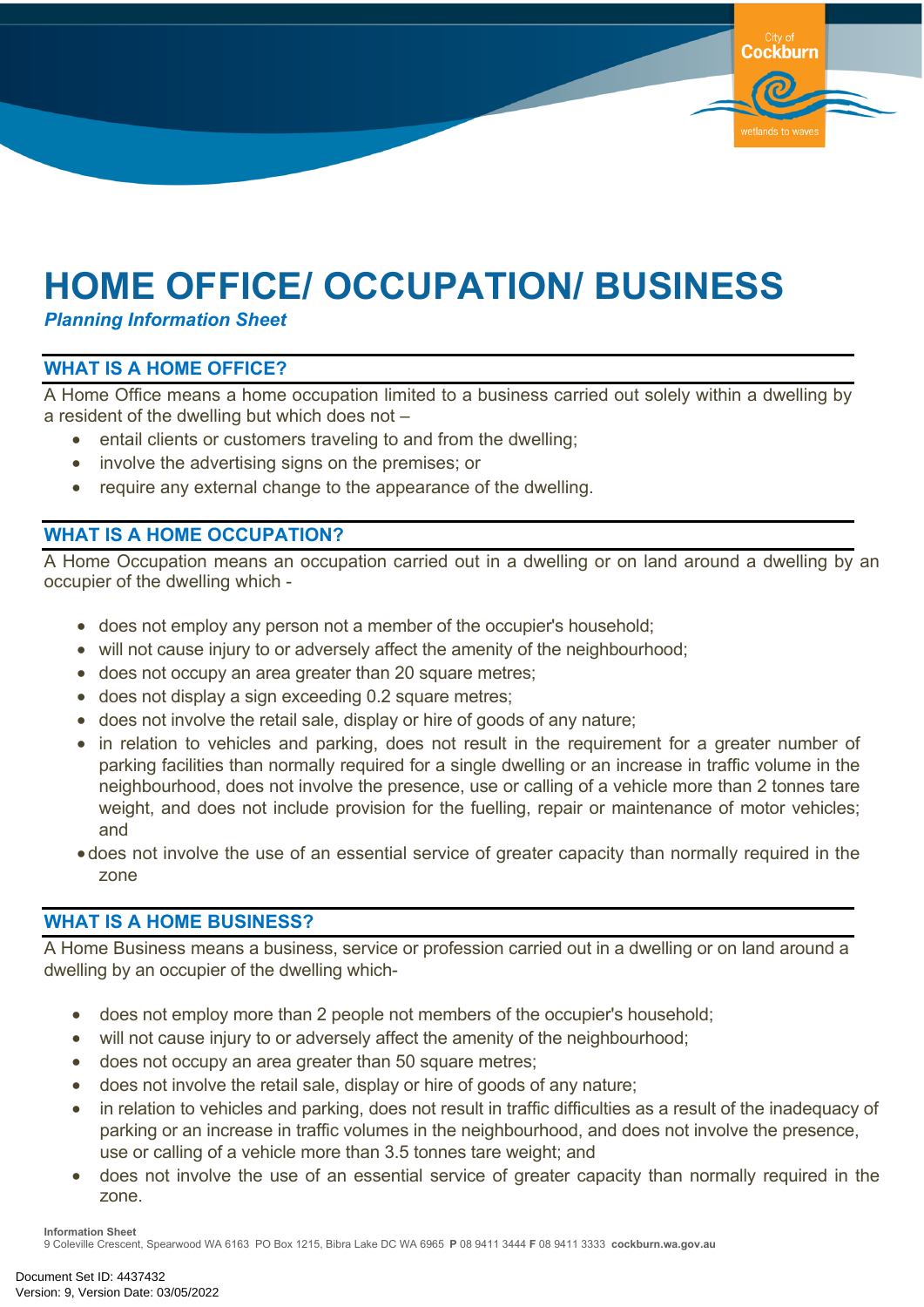# HOME OFFICE/ OCCUPATION/ BUSINESS

***Planning Information Sheet***

## WHAT IS A HOME OFFICE?

A Home Office means a home occupation limited to a business carried out solely within a dwelling by a resident of the dwelling but which does not –

- entail clients or customers traveling to and from the dwelling;
- involve the advertising signs on the premises; or
- require any external change to the appearance of the dwelling.

## WHAT IS A HOME OCCUPATION?

A Home Occupation means an occupation carried out in a dwelling or on land around a dwelling by an occupier of the dwelling which -

- does not employ any person not a member of the occupier's household;
- will not cause injury to or adversely affect the amenity of the neighbourhood;
- does not occupy an area greater than 20 square metres;
- does not display a sign exceeding 0.2 square metres;
- does not involve the retail sale, display or hire of goods of any nature;
- in relation to vehicles and parking, does not result in the requirement for a greater number of parking facilities than normally required for a single dwelling or an increase in traffic volume in the neighbourhood, does not involve the presence, use or calling of a vehicle more than 2 tonnes tare weight, and does not include provision for the fuelling, repair or maintenance of motor vehicles; and
- does not involve the use of an essential service of greater capacity than normally required in the zone

## WHAT IS A HOME BUSINESS?

A Home Business means a business, service or profession carried out in a dwelling or on land around a dwelling by an occupier of the dwelling which-

- does not employ more than 2 people not members of the occupier's household;
- will not cause injury to or adversely affect the amenity of the neighbourhood;
- does not occupy an area greater than 50 square metres;
- does not involve the retail sale, display or hire of goods of any nature;
- in relation to vehicles and parking, does not result in traffic difficulties as a result of the inadequacy of parking or an increase in traffic volumes in the neighbourhood, and does not involve the presence, use or calling of a vehicle more than 3.5 tonnes tare weight; and
- does not involve the use of an essential service of greater capacity than normally required in the zone.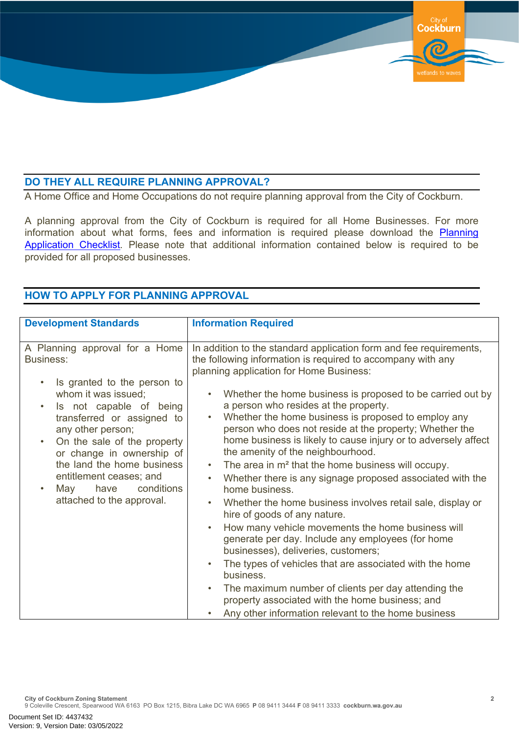## DO THEY ALL REQUIRE PLANNING APPROVAL?

A Home Office and Home Occupations do not require planning approval from the City of Cockburn.

A planning approval from the City of Cockburn is required for all Home Businesses. For more information about what forms, fees and information is required please download the Planning Application Checklist. Please note that additional information contained below is required to be provided for all proposed businesses.

## HOW TO APPLY FOR PLANNING APPROVAL

| Development Standards | Information Required |
|---|---|
| A Planning approval for a Home Business:<br>• Is granted to the person to whom it was issued;<br>• Is not capable of being transferred or assigned to any other person;<br>• On the sale of the property or change in ownership of the land the home business entitlement ceases; and<br>• May have conditions attached to the approval. | In addition to the standard application form and fee requirements, the following information is required to accompany with any planning application for Home Business:<br>• Whether the home business is proposed to be carried out by a person who resides at the property.<br>• Whether the home business is proposed to employ any person who does not reside at the property; Whether the home business is likely to cause injury or to adversely affect the amenity of the neighbourhood.<br>• The area in m² that the home business will occupy.<br>• Whether there is any signage proposed associated with the home business.<br>• Whether the home business involves retail sale, display or hire of goods of any nature.<br>• How many vehicle movements the home business will generate per day. Include any employees (for home businesses), deliveries, customers;<br>• The types of vehicles that are associated with the home business.<br>• The maximum number of clients per day attending the property associated with the home business; and<br>• Any other information relevant to the home business |